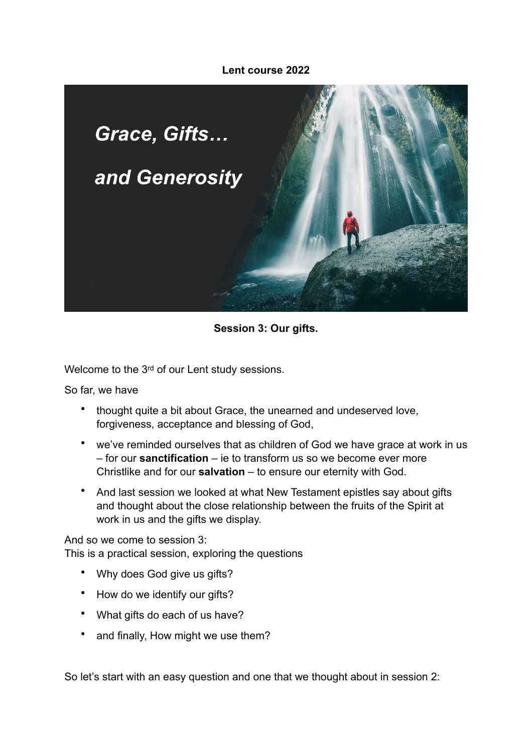**Lent course 2022**

*Grace, Gifts…*

*and Generosity*

**Session 3: Our gifts.**

Welcome to the 3rd of our Lent study sessions.

So far, we have

- thought quite a bit about Grace, the unearned and undeserved love, forgiveness, acceptance and blessing of God,
- we've reminded ourselves that as children of God we have grace at work in us – for our **sanctification** – ie to transform us so we become ever more Christlike and for our **salvation** – to ensure our eternity with God.
- And last session we looked at what New Testament epistles say about gifts and thought about the close relationship between the fruits of the Spirit at work in us and the gifts we display.

And so we come to session 3:
This is a practical session, exploring the questions

- Why does God give us gifts?
- How do we identify our gifts?
- What gifts do each of us have?
- and finally, How might we use them?

So let's start with an easy question and one that we thought about in session 2: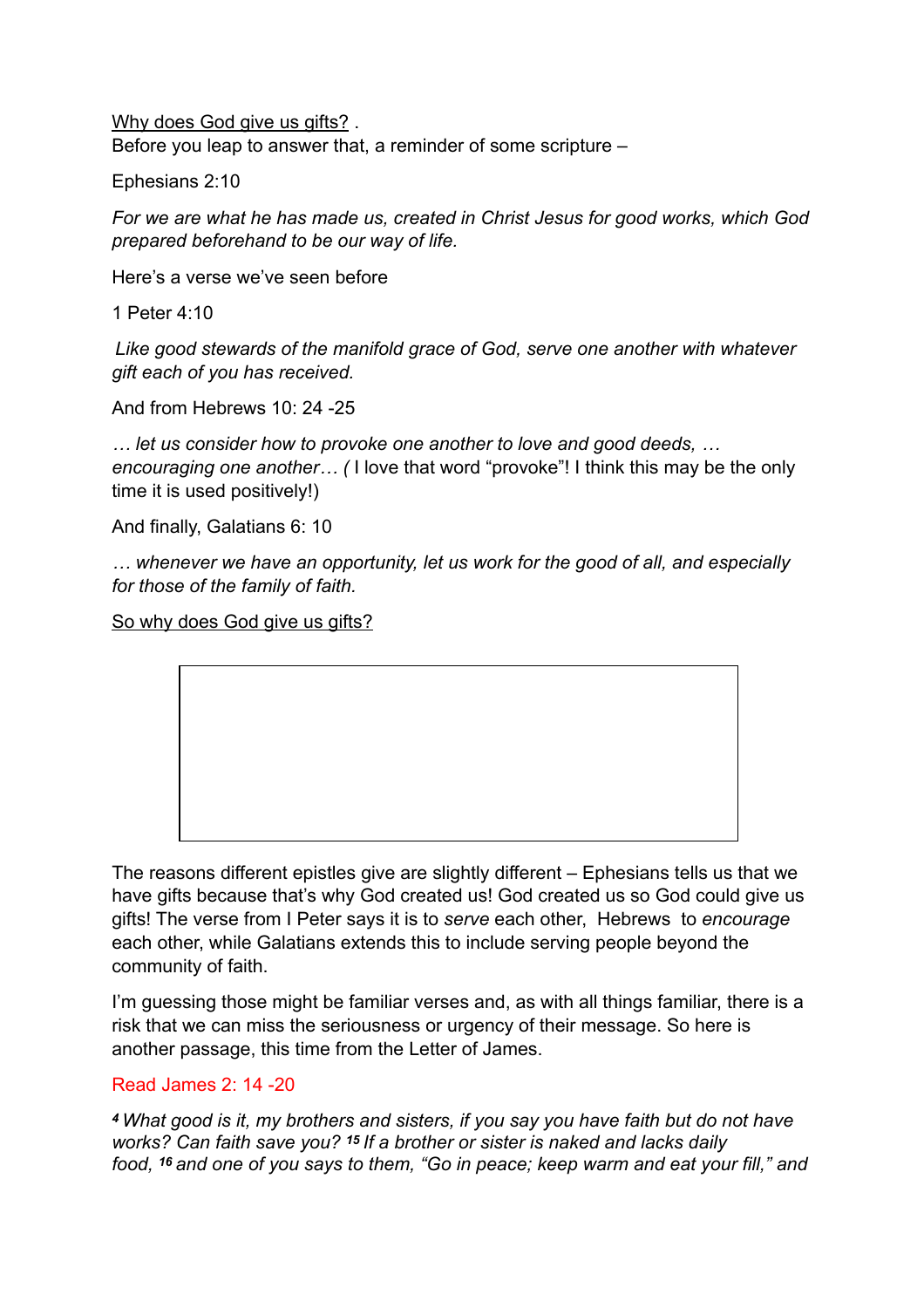<u>Why does God give us gifts?</u> .
Before you leap to answer that, a reminder of some scripture –

Ephesians 2:10

*For we are what he has made us, created in Christ Jesus for good works, which God prepared beforehand to be our way of life.*

Here's a verse we've seen before

1 Peter 4:10

*Like good stewards of the manifold grace of God, serve one another with whatever gift each of you has received.*

And from Hebrews 10: 24 -25

*… let us consider how to provoke one another to love and good deeds, … encouraging one another… (* I love that word "provoke"! I think this may be the only time it is used positively!)

And finally, Galatians 6: 10

*… whenever we have an opportunity, let us work for the good of all, and especially for those of the family of faith.*

<u>So why does God give us gifts?</u>

The reasons different epistles give are slightly different – Ephesians tells us that we have gifts because that's why God created us! God created us so God could give us gifts! The verse from I Peter says it is to *serve* each other, Hebrews to *encourage* each other, while Galatians extends this to include serving people beyond the community of faith.

I'm guessing those might be familiar verses and, as with all things familiar, there is a risk that we can miss the seriousness or urgency of their message. So here is another passage, this time from the Letter of James.

Read James 2: 14 -20

*[4] What good is it, my brothers and sisters, if you say you have faith but do not have works? Can faith save you? [15] If a brother or sister is naked and lacks daily food, [16] and one of you says to them, "Go in peace; keep warm and eat your fill," and*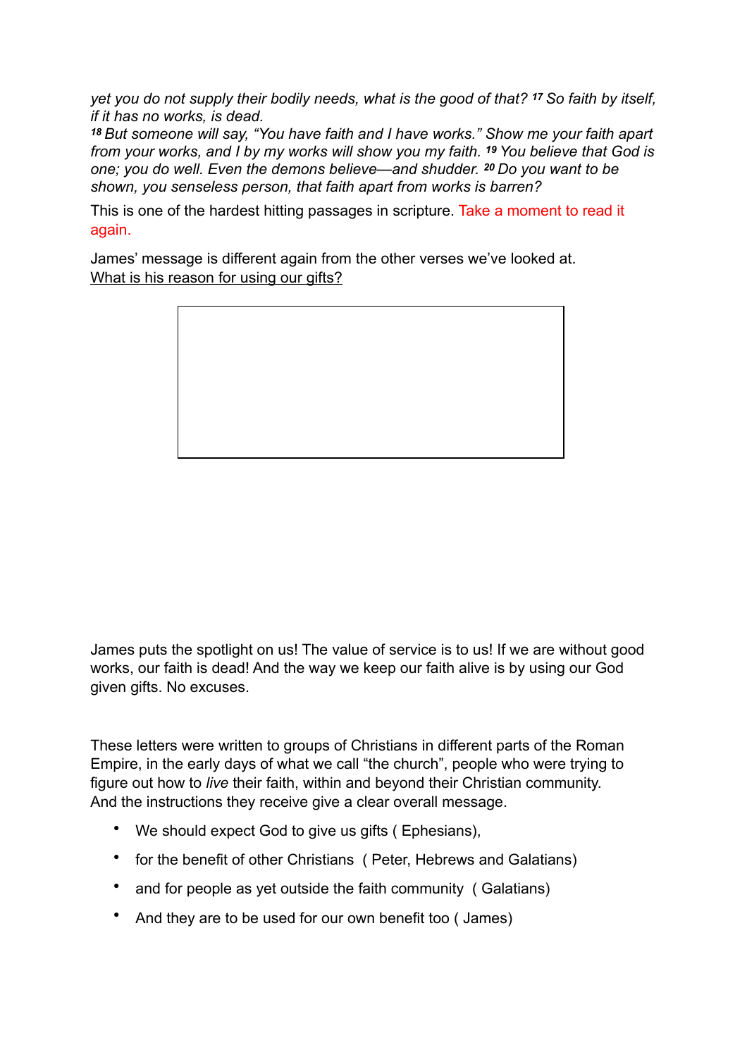*yet you do not supply their bodily needs, what is the good of that?* [17] *So faith by itself, if it has no works, is dead.*
[18] *But someone will say, "You have faith and I have works." Show me your faith apart from your works, and I by my works will show you my faith.* [19] *You believe that God is one; you do well. Even the demons believe—and shudder.* [20] *Do you want to be shown, you senseless person, that faith apart from works is barren?*

This is one of the hardest hitting passages in scripture. Take a moment to read it again.

James' message is different again from the other verses we've looked at.
What is his reason for using our gifts?

James puts the spotlight on us! The value of service is to us! If we are without good works, our faith is dead! And the way we keep our faith alive is by using our God given gifts. No excuses.

These letters were written to groups of Christians in different parts of the Roman Empire, in the early days of what we call "the church", people who were trying to figure out how to *live* their faith, within and beyond their Christian community. And the instructions they receive give a clear overall message.

- We should expect God to give us gifts ( Ephesians),
- for the benefit of other Christians ( Peter, Hebrews and Galatians)
- and for people as yet outside the faith community ( Galatians)
- And they are to be used for our own benefit too ( James)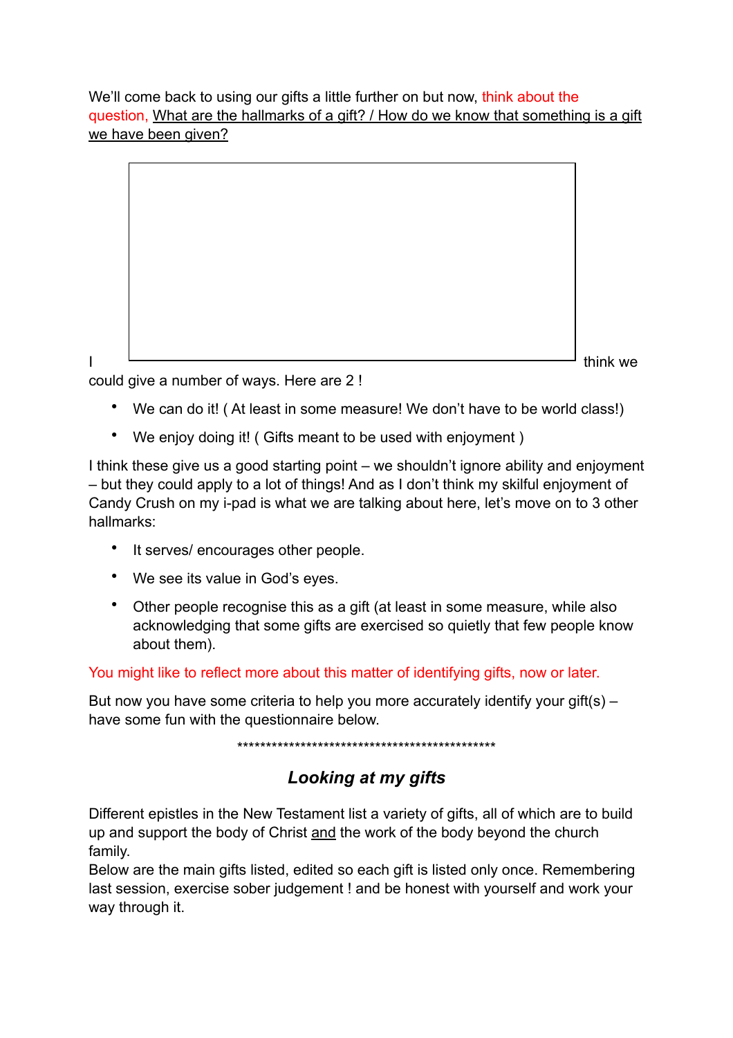We'll come back to using our gifts a little further on but now, think about the question, <u>What are the hallmarks of a gift? / How do we know that something is a gift we have been given?</u>

I think we could give a number of ways. Here are 2 !

- We can do it! ( At least in some measure! We don't have to be world class!)
- We enjoy doing it! ( Gifts meant to be used with enjoyment )

I think these give us a good starting point – we shouldn't ignore ability and enjoyment – but they could apply to a lot of things! And as I don't think my skilful enjoyment of Candy Crush on my i-pad is what we are talking about here, let's move on to 3 other hallmarks:

- It serves/ encourages other people.
- We see its value in God's eyes.
- Other people recognise this as a gift (at least in some measure, while also acknowledging that some gifts are exercised so quietly that few people know about them).

You might like to reflect more about this matter of identifying gifts, now or later.

But now you have some criteria to help you more accurately identify your gift(s) – have some fun with the questionnaire below.

\*\*\*\*\*\*\*\*\*\*\*\*\*\*\*\*\*\*\*\*\*\*\*\*\*\*\*\*\*\*\*\*\*\*\*\*\*\*\*\*\*\*\*\*\*\*\*\*

## *Looking at my gifts*

Different epistles in the New Testament list a variety of gifts, all of which are to build up and support the body of Christ <u>and</u> the work of the body beyond the church family.
Below are the main gifts listed, edited so each gift is listed only once. Remembering last session, exercise sober judgement ! and be honest with yourself and work your way through it.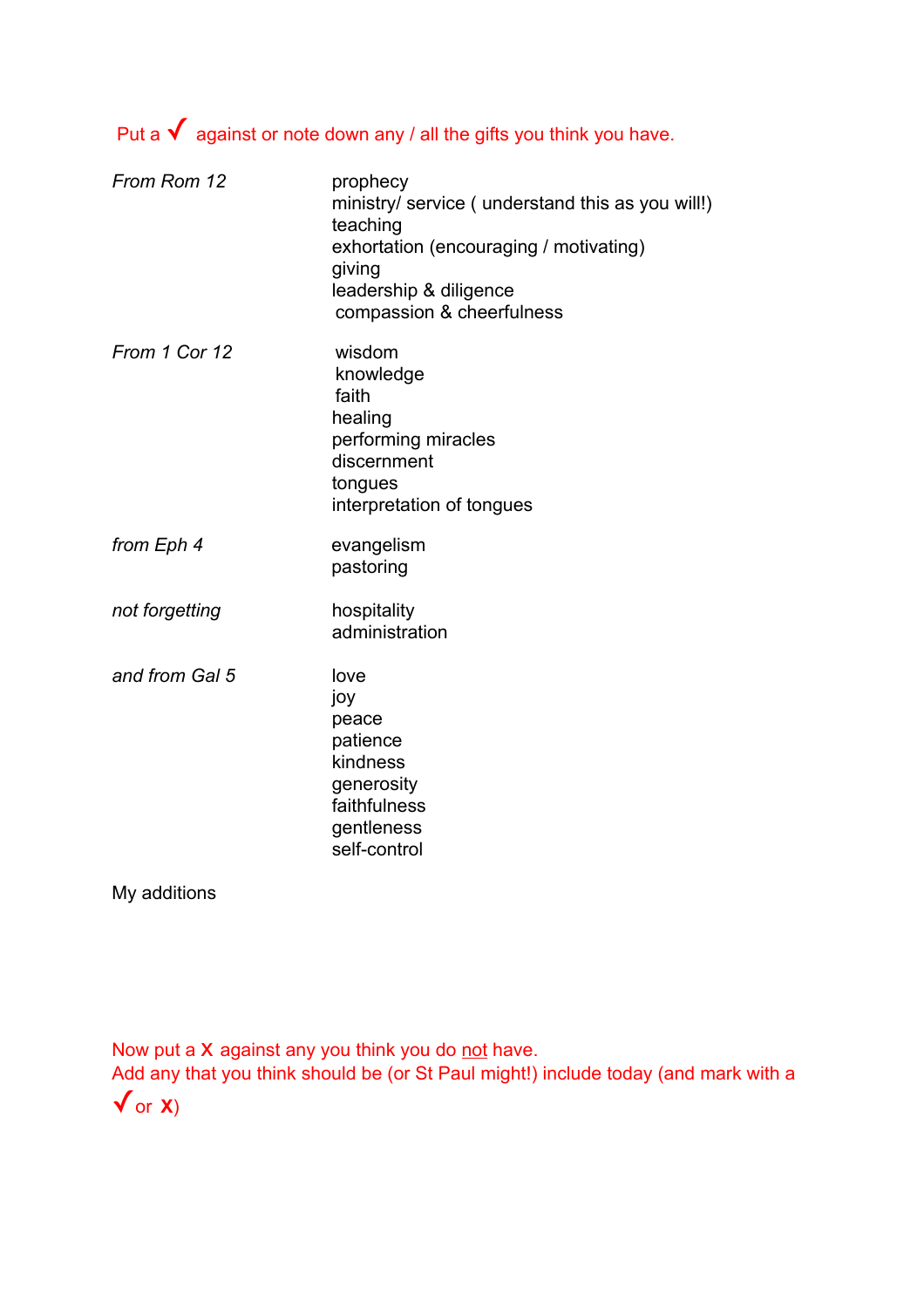Put a ✓ against or note down any / all the gifts you think you have.

| | |
|---|---|
| *From Rom 12* | prophecy<br>ministry/ service ( understand this as you will!)<br>teaching<br>exhortation (encouraging / motivating)<br>giving<br>leadership & diligence<br>compassion & cheerfulness |
| *From 1 Cor 12* | wisdom<br>knowledge<br>faith<br>healing<br>performing miracles<br>discernment<br>tongues<br>interpretation of tongues |
| *from Eph 4* | evangelism<br>pastoring |
| *not forgetting* | hospitality<br>administration |
| *and from Gal 5* | love<br>joy<br>peace<br>patience<br>kindness<br>generosity<br>faithfulness<br>gentleness<br>self-control |

My additions

Now put a **X** against any you think you do <u>not</u> have.
Add any that you think should be (or St Paul might!) include today (and mark with a ✓ or **X**)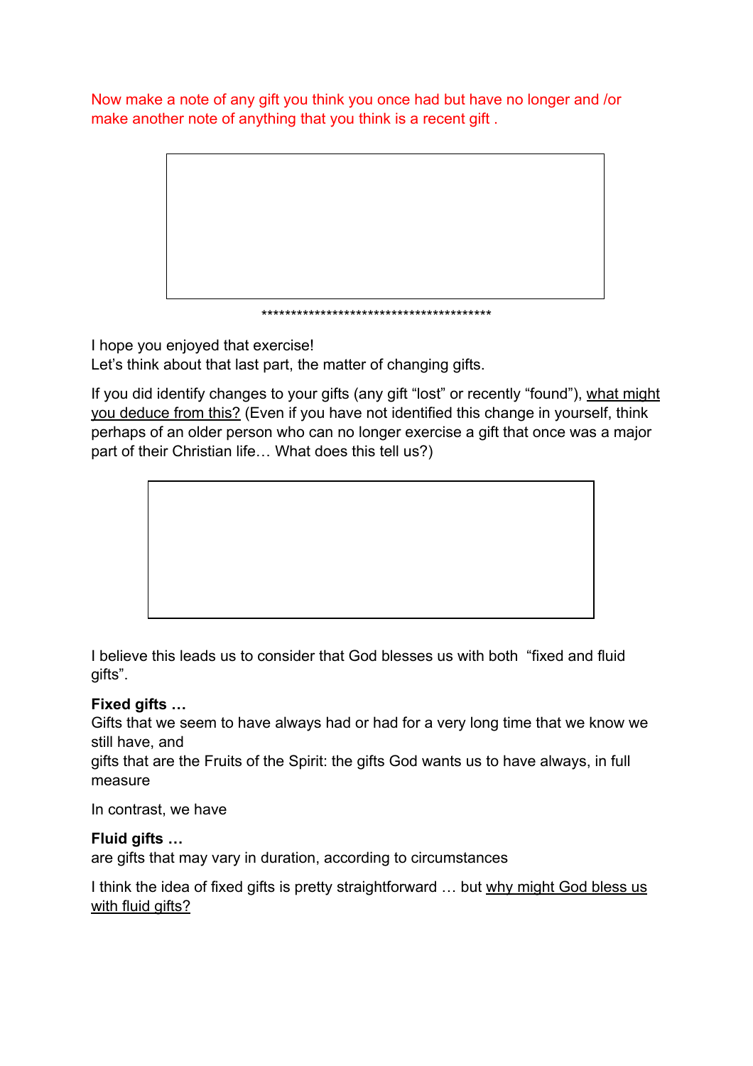Now make a note of any gift you think you once had but have no longer and /or make another note of anything that you think is a recent gift .

****************************************

I hope you enjoyed that exercise!
Let's think about that last part, the matter of changing gifts.

If you did identify changes to your gifts (any gift "lost" or recently "found"), what might you deduce from this? (Even if you have not identified this change in yourself, think perhaps of an older person who can no longer exercise a gift that once was a major part of their Christian life… What does this tell us?)

I believe this leads us to consider that God blesses us with both "fixed and fluid gifts".

**Fixed gifts …**
Gifts that we seem to have always had or had for a very long time that we know we still have, and
gifts that are the Fruits of the Spirit: the gifts God wants us to have always, in full measure

In contrast, we have

**Fluid gifts …**
are gifts that may vary in duration, according to circumstances

I think the idea of fixed gifts is pretty straightforward … but why might God bless us with fluid gifts?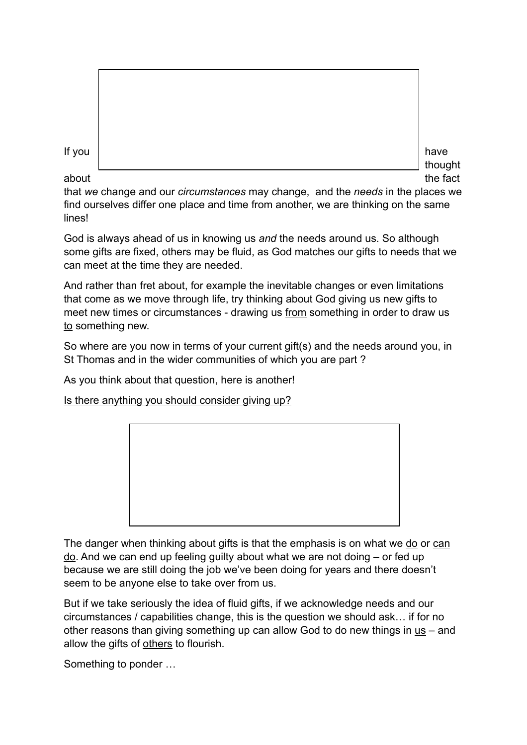If you have thought about the fact that *we* change and our *circumstances* may change, and the *needs* in the places we find ourselves differ one place and time from another, we are thinking on the same lines!

God is always ahead of us in knowing us *and* the needs around us. So although some gifts are fixed, others may be fluid, as God matches our gifts to needs that we can meet at the time they are needed.

And rather than fret about, for example the inevitable changes or even limitations that come as we move through life, try thinking about God giving us new gifts to meet new times or circumstances - drawing us <u>from</u> something in order to draw us <u>to</u> something new.

So where are you now in terms of your current gift(s) and the needs around you, in St Thomas and in the wider communities of which you are part ?

As you think about that question, here is another!

<u>Is there anything you should consider giving up?</u>

The danger when thinking about gifts is that the emphasis is on what we <u>do</u> or <u>can do</u>. And we can end up feeling guilty about what we are not doing – or fed up because we are still doing the job we've been doing for years and there doesn't seem to be anyone else to take over from us.

But if we take seriously the idea of fluid gifts, if we acknowledge needs and our circumstances / capabilities change, this is the question we should ask… if for no other reasons than giving something up can allow God to do new things in <u>us</u> – and allow the gifts of <u>others</u> to flourish.

Something to ponder …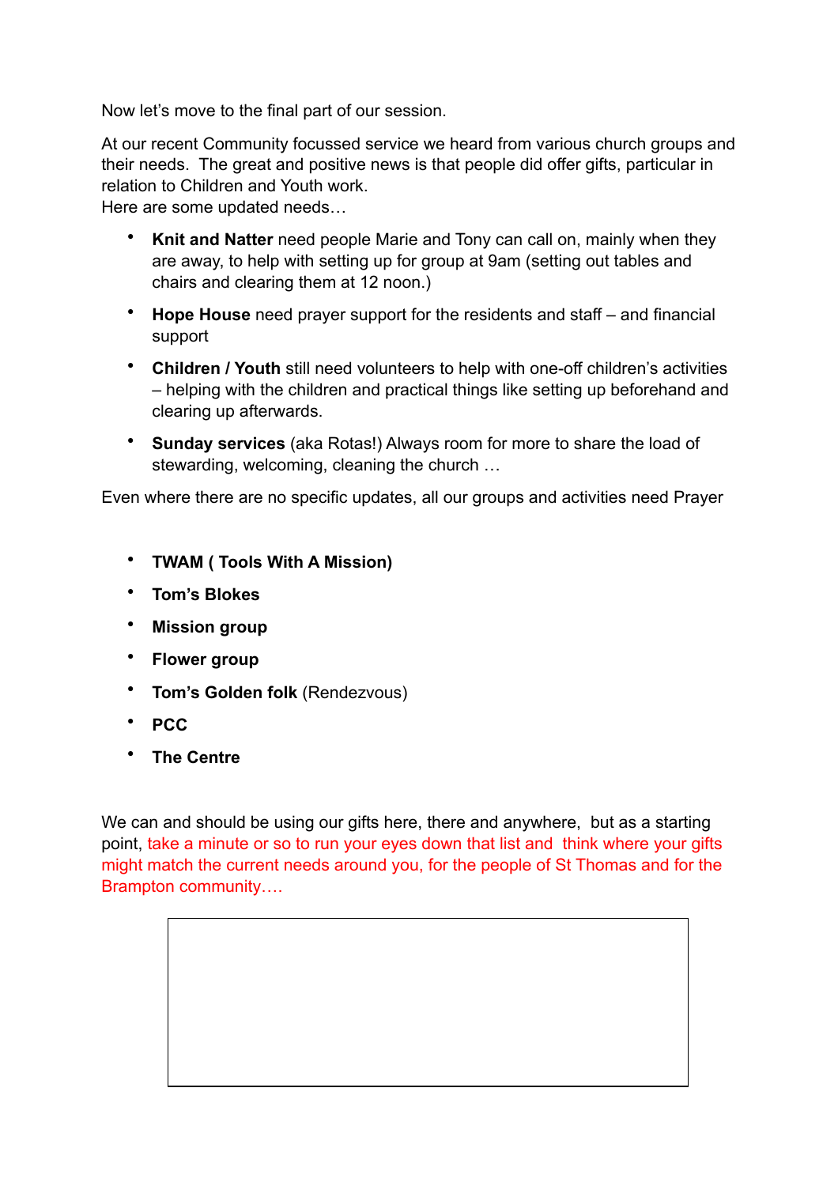Now let's move to the final part of our session.

At our recent Community focussed service we heard from various church groups and their needs. The great and positive news is that people did offer gifts, particular in relation to Children and Youth work.
Here are some updated needs…

- **Knit and Natter** need people Marie and Tony can call on, mainly when they are away, to help with setting up for group at 9am (setting out tables and chairs and clearing them at 12 noon.)
- **Hope House** need prayer support for the residents and staff – and financial support
- **Children / Youth** still need volunteers to help with one-off children's activities – helping with the children and practical things like setting up beforehand and clearing up afterwards.
- **Sunday services** (aka Rotas!) Always room for more to share the load of stewarding, welcoming, cleaning the church …

Even where there are no specific updates, all our groups and activities need Prayer

- **TWAM ( Tools With A Mission)**
- **Tom's Blokes**
- **Mission group**
- **Flower group**
- **Tom's Golden folk** (Rendezvous)
- **PCC**
- **The Centre**

We can and should be using our gifts here, there and anywhere, but as a starting point, take a minute or so to run your eyes down that list and think where your gifts might match the current needs around you, for the people of St Thomas and for the Brampton community….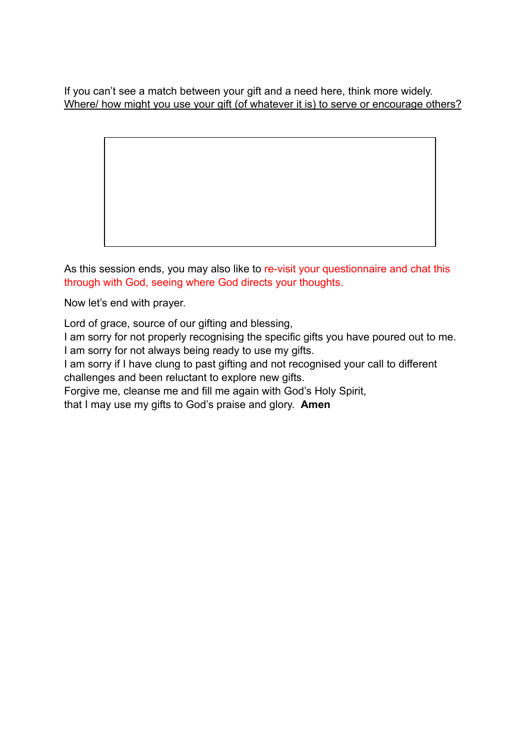If you can't see a match between your gift and a need here, think more widely.
<u>Where/ how might you use your gift (of whatever it is) to serve or encourage others?</u>

As this session ends, you may also like to re-visit your questionnaire and chat this through with God, seeing where God directs your thoughts.

Now let's end with prayer.

Lord of grace, source of our gifting and blessing,
I am sorry for not properly recognising the specific gifts you have poured out to me.
I am sorry for not always being ready to use my gifts.
I am sorry if I have clung to past gifting and not recognised your call to different challenges and been reluctant to explore new gifts.
Forgive me, cleanse me and fill me again with God's Holy Spirit,
that I may use my gifts to God's praise and glory. **Amen**